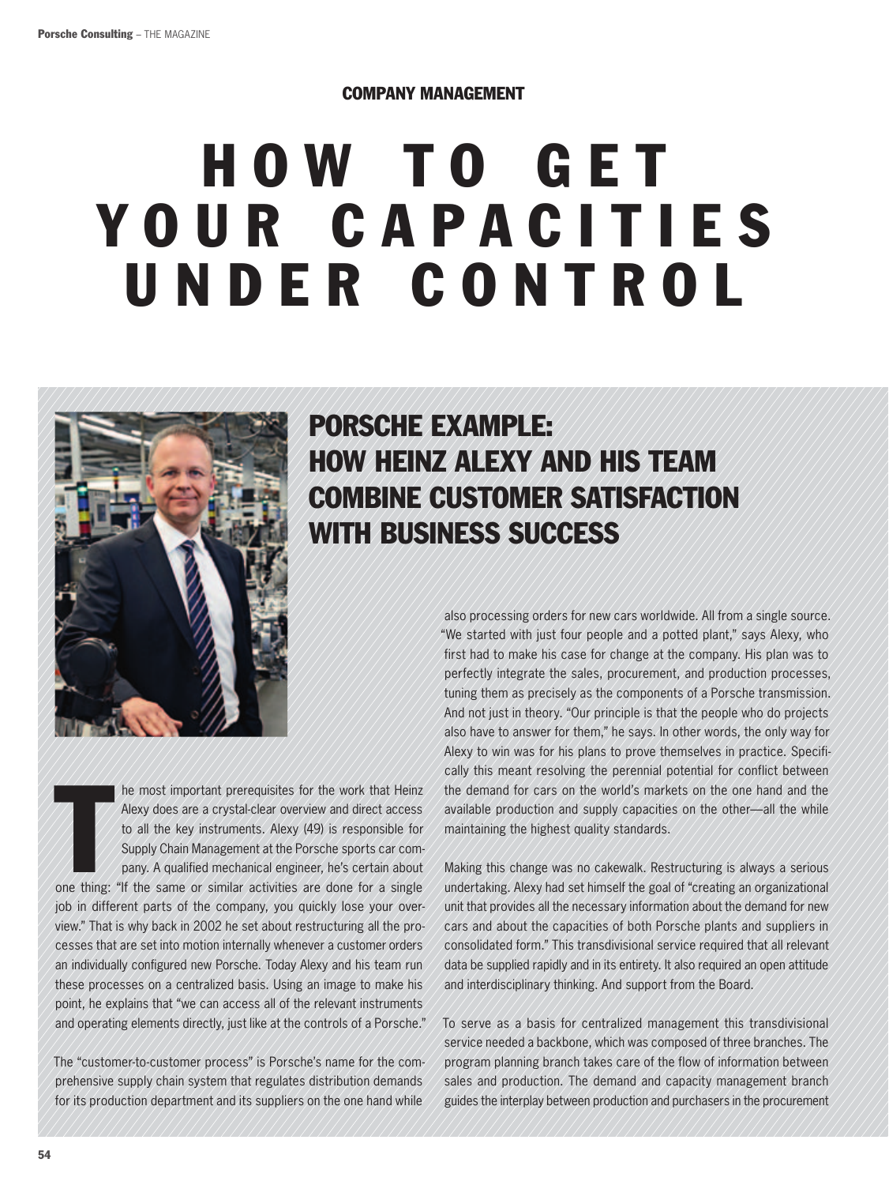COMPANY MANAGEMENT

# HOW TO GET YOUR CAPACITIES UNDER CONTROL

## PORSCHE EXAMPLE: HOW HEINZ ALEXY AND HIS TEAM COMBINE CUSTOMER SATISFACTION WITH BUSINESS SUCCESS

The most important prerequisites for the work that Heinz Alexy does are a crystal-clear overview and direct access to all the key instruments. Alexy (49) is responsible for Supply Chain Management at the Porsche sports car company. A qualified mechanical engineer, he's certain about one thing: "If the same or similar activities are done for a single job in different parts of the company, you quickly lose your overview." That is why back in 2002 he set about restructuring all the processes that are set into motion internally whenever a customer orders an individually configured new Porsche. Today Alexy and his team run these processes on a centralized basis. Using an image to make his point, he explains that "we can access all of the relevant instruments and operating elements directly, just like at the controls of a Porsche."

The "customer-to-customer process" is Porsche's name for the comprehensive supply chain system that regulates distribution demands for its production department and its suppliers on the one hand while also processing orders for new cars worldwide. All from a single source. "We started with just four people and a potted plant," says Alexy, who first had to make his case for change at the company. His plan was to perfectly integrate the sales, procurement, and production processes, tuning them as precisely as the components of a Porsche transmission. And not just in theory. "Our principle is that the people who do projects also have to answer for them," he says. In other words, the only way for Alexy to win was for his plans to prove themselves in practice. Specifically this meant resolving the perennial potential for conflict between the demand for cars on the world's markets on the one hand and the available production and supply capacities on the other—all the while maintaining the highest quality standards.

Making this change was no cakewalk. Restructuring is always a serious undertaking. Alexy had set himself the goal of "creating an organizational unit that provides all the necessary information about the demand for new cars and about the capacities of both Porsche plants and suppliers in consolidated form." This transdivisional service required that all relevant data be supplied rapidly and in its entirety. It also required an open attitude and interdisciplinary thinking. And support from the Board.

To serve as a basis for centralized management this transdivisional service needed a backbone, which was composed of three branches. The program planning branch takes care of the flow of information between sales and production. The demand and capacity management branch guides the interplay between production and purchasers in the procurement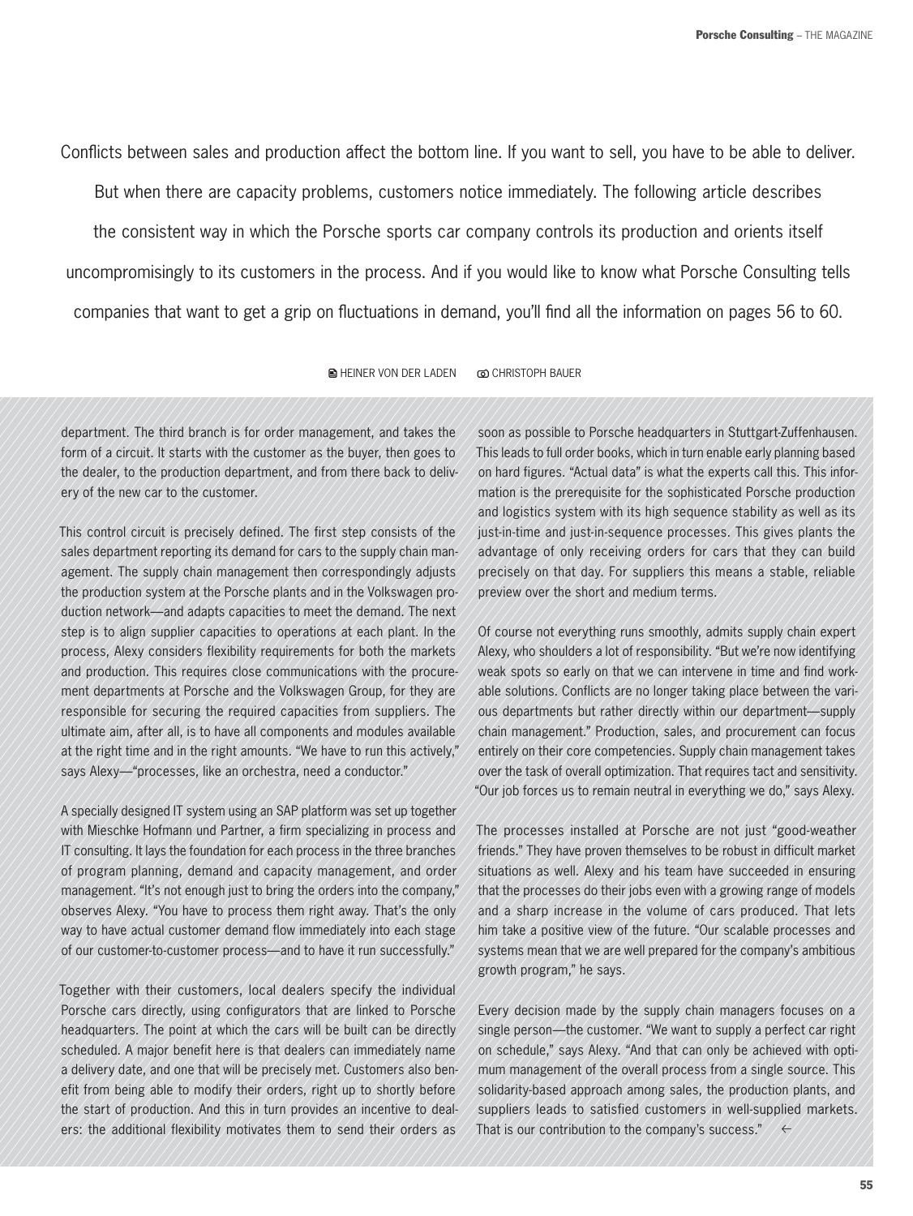Conflicts between sales and production affect the bottom line. If you want to sell, you have to be able to deliver. But when there are capacity problems, customers notice immediately. The following article describes the consistent way in which the Porsche sports car company controls its production and orients itself uncompromisingly to its customers in the process. And if you would like to know what Porsche Consulting tells companies that want to get a grip on fluctuations in demand, you'll find all the information on pages 56 to 60.

HEINER VON DER LADEN CHRISTOPH BAUER

department. The third branch is for order management, and takes the form of a circuit. It starts with the customer as the buyer, then goes to the dealer, to the production department, and from there back to delivery of the new car to the customer.

This control circuit is precisely defined. The first step consists of the sales department reporting its demand for cars to the supply chain management. The supply chain management then correspondingly adjusts the production system at the Porsche plants and in the Volkswagen production network—and adapts capacities to meet the demand. The next step is to align supplier capacities to operations at each plant. In the process, Alexy considers flexibility requirements for both the markets and production. This requires close communications with the procurement departments at Porsche and the Volkswagen Group, for they are responsible for securing the required capacities from suppliers. The ultimate aim, after all, is to have all components and modules available at the right time and in the right amounts. "We have to run this actively," says Alexy—"processes, like an orchestra, need a conductor."

A specially designed IT system using an SAP platform was set up together with Mieschke Hofmann und Partner, a firm specializing in process and IT consulting. It lays the foundation for each process in the three branches of program planning, demand and capacity management, and order management. "It's not enough just to bring the orders into the company," observes Alexy. "You have to process them right away. That's the only way to have actual customer demand flow immediately into each stage of our customer-to-customer process—and to have it run successfully."

Together with their customers, local dealers specify the individual Porsche cars directly, using configurators that are linked to Porsche headquarters. The point at which the cars will be built can be directly scheduled. A major benefit here is that dealers can immediately name a delivery date, and one that will be precisely met. Customers also benefit from being able to modify their orders, right up to shortly before the start of production. And this in turn provides an incentive to dealers: the additional flexibility motivates them to send their orders as soon as possible to Porsche headquarters in Stuttgart-Zuffenhausen. This leads to full order books, which in turn enable early planning based on hard figures. "Actual data" is what the experts call this. This information is the prerequisite for the sophisticated Porsche production and logistics system with its high sequence stability as well as its just-in-time and just-in-sequence processes. This gives plants the advantage of only receiving orders for cars that they can build precisely on that day. For suppliers this means a stable, reliable preview over the short and medium terms.

Of course not everything runs smoothly, admits supply chain expert Alexy, who shoulders a lot of responsibility. "But we're now identifying weak spots so early on that we can intervene in time and find workable solutions. Conflicts are no longer taking place between the various departments but rather directly within our department—supply chain management." Production, sales, and procurement can focus entirely on their core competencies. Supply chain management takes over the task of overall optimization. That requires tact and sensitivity. "Our job forces us to remain neutral in everything we do," says Alexy.

The processes installed at Porsche are not just "good-weather friends." They have proven themselves to be robust in difficult market situations as well. Alexy and his team have succeeded in ensuring that the processes do their jobs even with a growing range of models and a sharp increase in the volume of cars produced. That lets him take a positive view of the future. "Our scalable processes and systems mean that we are well prepared for the company's ambitious growth program," he says.

Every decision made by the supply chain managers focuses on a single person—the customer. "We want to supply a perfect car right on schedule," says Alexy. "And that can only be achieved with optimum management of the overall process from a single source. This solidarity-based approach among sales, the production plants, and suppliers leads to satisfied customers in well-supplied markets. That is our contribution to the company's success." ←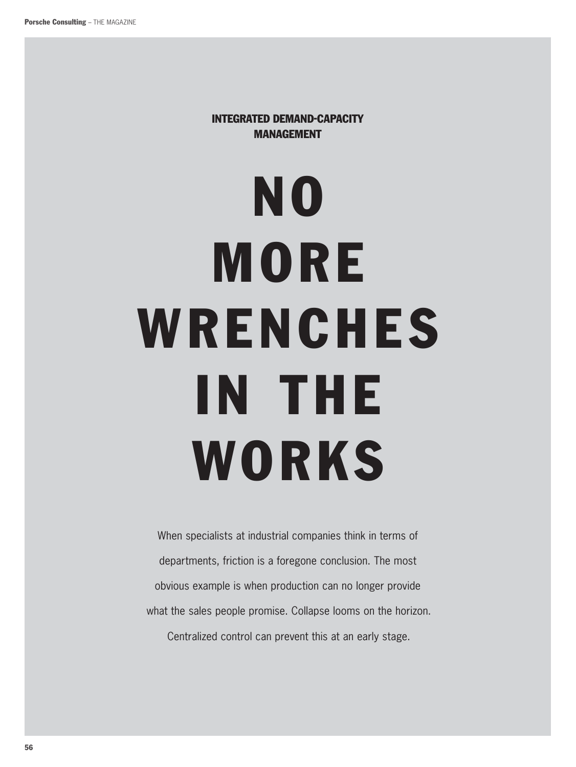**INTEGRATED DEMAND-CAPACITY MANAGEMENT**

# NO MORE WRENCHES IN THE WORKS

When specialists at industrial companies think in terms of departments, friction is a foregone conclusion. The most obvious example is when production can no longer provide what the sales people promise. Collapse looms on the horizon. Centralized control can prevent this at an early stage.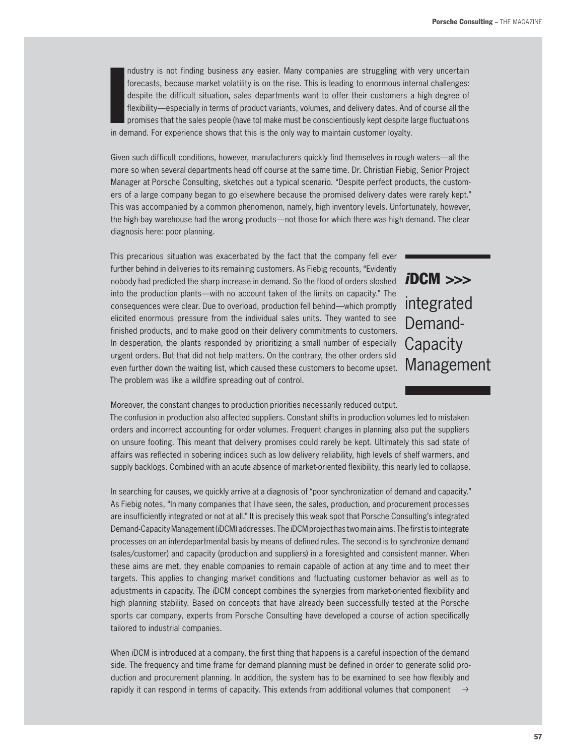Industry is not finding business any easier. Many companies are struggling with very uncertain forecasts, because market volatility is on the rise. This is leading to enormous internal challenges: despite the difficult situation, sales departments want to offer their customers a high degree of flexibility—especially in terms of product variants, volumes, and delivery dates. And of course all the promises that the sales people (have to) make must be conscientiously kept despite large fluctuations in demand. For experience shows that this is the only way to maintain customer loyalty.

Given such difficult conditions, however, manufacturers quickly find themselves in rough waters—all the more so when several departments head off course at the same time. Dr. Christian Fiebig, Senior Project Manager at Porsche Consulting, sketches out a typical scenario. "Despite perfect products, the customers of a large company began to go elsewhere because the promised delivery dates were rarely kept." This was accompanied by a common phenomenon, namely, high inventory levels. Unfortunately, however, the high-bay warehouse had the wrong products—not those for which there was high demand. The clear diagnosis here: poor planning.

## *i*DCM >>> integrated Demand-Capacity Management

This precarious situation was exacerbated by the fact that the company fell ever further behind in deliveries to its remaining customers. As Fiebig recounts, "Evidently nobody had predicted the sharp increase in demand. So the flood of orders sloshed into the production plants—with no account taken of the limits on capacity." The consequences were clear. Due to overload, production fell behind—which promptly elicited enormous pressure from the individual sales units. They wanted to see finished products, and to make good on their delivery commitments to customers. In desperation, the plants responded by prioritizing a small number of especially urgent orders. But that did not help matters. On the contrary, the other orders slid even further down the waiting list, which caused these customers to become upset. The problem was like a wildfire spreading out of control.

Moreover, the constant changes to production priorities necessarily reduced output. The confusion in production also affected suppliers. Constant shifts in production volumes led to mistaken orders and incorrect accounting for order volumes. Frequent changes in planning also put the suppliers on unsure footing. This meant that delivery promises could rarely be kept. Ultimately this sad state of affairs was reflected in sobering indices such as low delivery reliability, high levels of shelf warmers, and supply backlogs. Combined with an acute absence of market-oriented flexibility, this nearly led to collapse.

In searching for causes, we quickly arrive at a diagnosis of "poor synchronization of demand and capacity." As Fiebig notes, "In many companies that I have seen, the sales, production, and procurement processes are insufficiently integrated or not at all." It is precisely this weak spot that Porsche Consulting's integrated Demand-Capacity Management (*i*DCM) addresses. The *i*DCM project has two main aims. The first is to integrate processes on an interdepartmental basis by means of defined rules. The second is to synchronize demand (sales/customer) and capacity (production and suppliers) in a foresighted and consistent manner. When these aims are met, they enable companies to remain capable of action at any time and to meet their targets. This applies to changing market conditions and fluctuating customer behavior as well as to adjustments in capacity. The *i*DCM concept combines the synergies from market-oriented flexibility and high planning stability. Based on concepts that have already been successfully tested at the Porsche sports car company, experts from Porsche Consulting have developed a course of action specifically tailored to industrial companies.

When *i*DCM is introduced at a company, the first thing that happens is a careful inspection of the demand side. The frequency and time frame for demand planning must be defined in order to generate solid production and procurement planning. In addition, the system has to be examined to see how flexibly and rapidly it can respond in terms of capacity. This extends from additional volumes that component →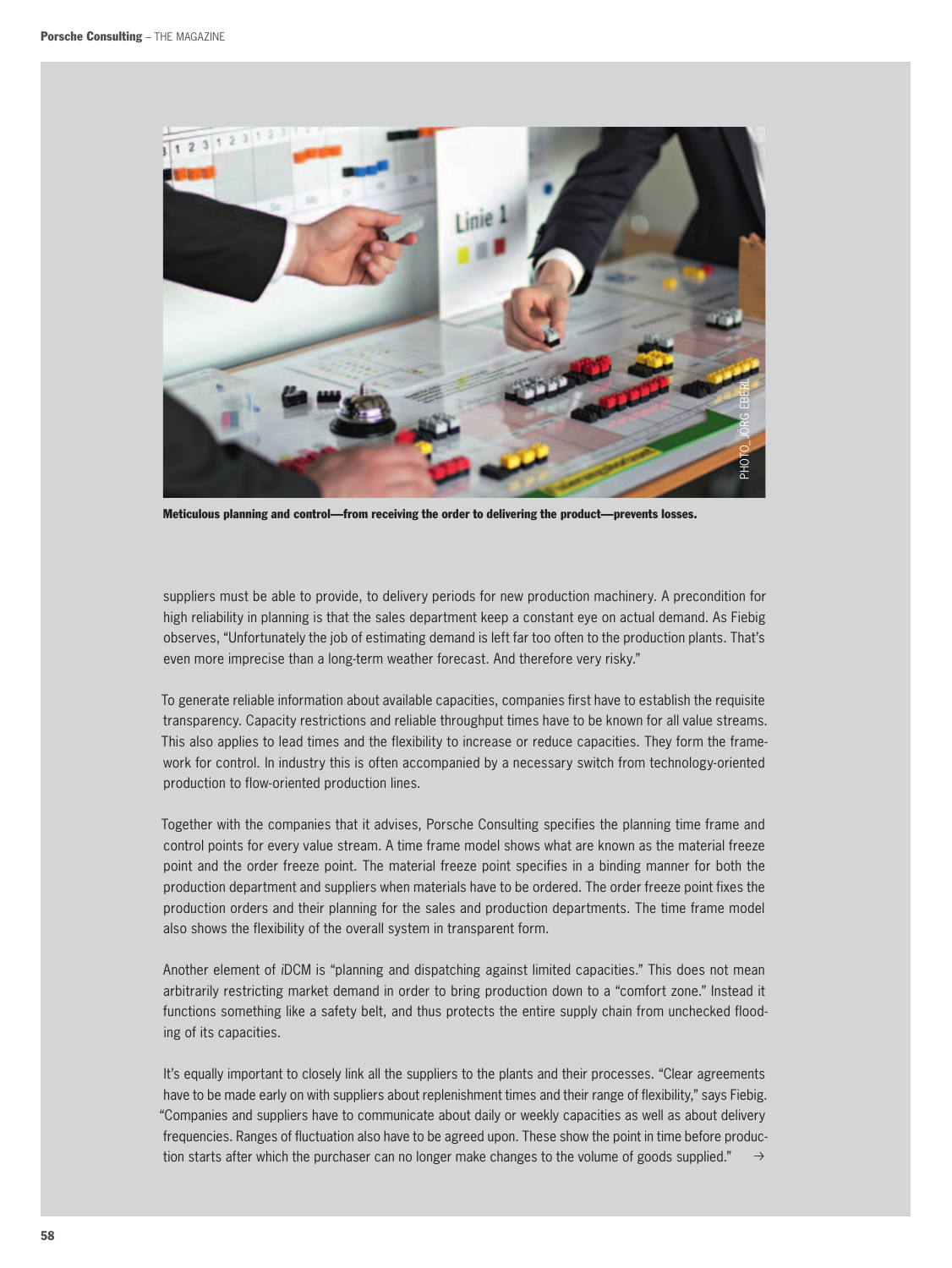Meticulous planning and control—from receiving the order to delivering the product—prevents losses.

suppliers must be able to provide, to delivery periods for new production machinery. A precondition for high reliability in planning is that the sales department keep a constant eye on actual demand. As Fiebig observes, "Unfortunately the job of estimating demand is left far too often to the production plants. That's even more imprecise than a long-term weather forecast. And therefore very risky."

To generate reliable information about available capacities, companies first have to establish the requisite transparency. Capacity restrictions and reliable throughput times have to be known for all value streams. This also applies to lead times and the flexibility to increase or reduce capacities. They form the framework for control. In industry this is often accompanied by a necessary switch from technology-oriented production to flow-oriented production lines.

Together with the companies that it advises, Porsche Consulting specifies the planning time frame and control points for every value stream. A time frame model shows what are known as the material freeze point and the order freeze point. The material freeze point specifies in a binding manner for both the production department and suppliers when materials have to be ordered. The order freeze point fixes the production orders and their planning for the sales and production departments. The time frame model also shows the flexibility of the overall system in transparent form.

Another element of *i*DCM is "planning and dispatching against limited capacities." This does not mean arbitrarily restricting market demand in order to bring production down to a "comfort zone." Instead it functions something like a safety belt, and thus protects the entire supply chain from unchecked flooding of its capacities.

It's equally important to closely link all the suppliers to the plants and their processes. "Clear agreements have to be made early on with suppliers about replenishment times and their range of flexibility," says Fiebig. "Companies and suppliers have to communicate about daily or weekly capacities as well as about delivery frequencies. Ranges of fluctuation also have to be agreed upon. These show the point in time before production starts after which the purchaser can no longer make changes to the volume of goods supplied." →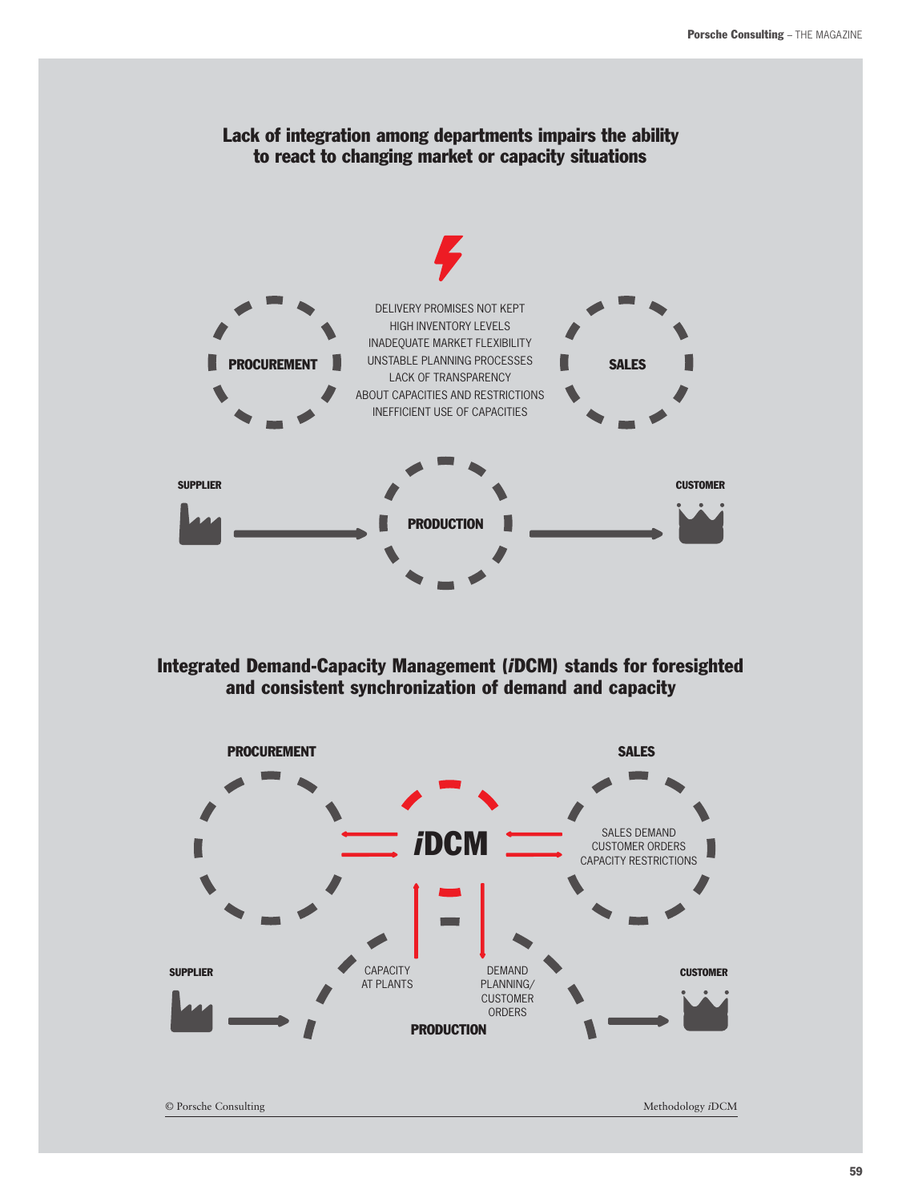## Lack of integration among departments impairs the ability to react to changing market or capacity situations

PROCUREMENT

DELIVERY PROMISES NOT KEPT
HIGH INVENTORY LEVELS
INADEQUATE MARKET FLEXIBILITY
UNSTABLE PLANNING PROCESSES
LACK OF TRANSPARENCY
ABOUT CAPACITIES AND RESTRICTIONS
INEFFICIENT USE OF CAPACITIES

SALES

SUPPLIER

PRODUCTION

CUSTOMER

## Integrated Demand-Capacity Management (*i*DCM) stands for foresighted and consistent synchronization of demand and capacity

PROCUREMENT

SALES

*i*DCM

SALES DEMAND
CUSTOMER ORDERS
CAPACITY RESTRICTIONS

SUPPLIER

CAPACITY AT PLANTS

DEMAND PLANNING/ CUSTOMER ORDERS

CUSTOMER

PRODUCTION

© Porsche Consulting

Methodology *i*DCM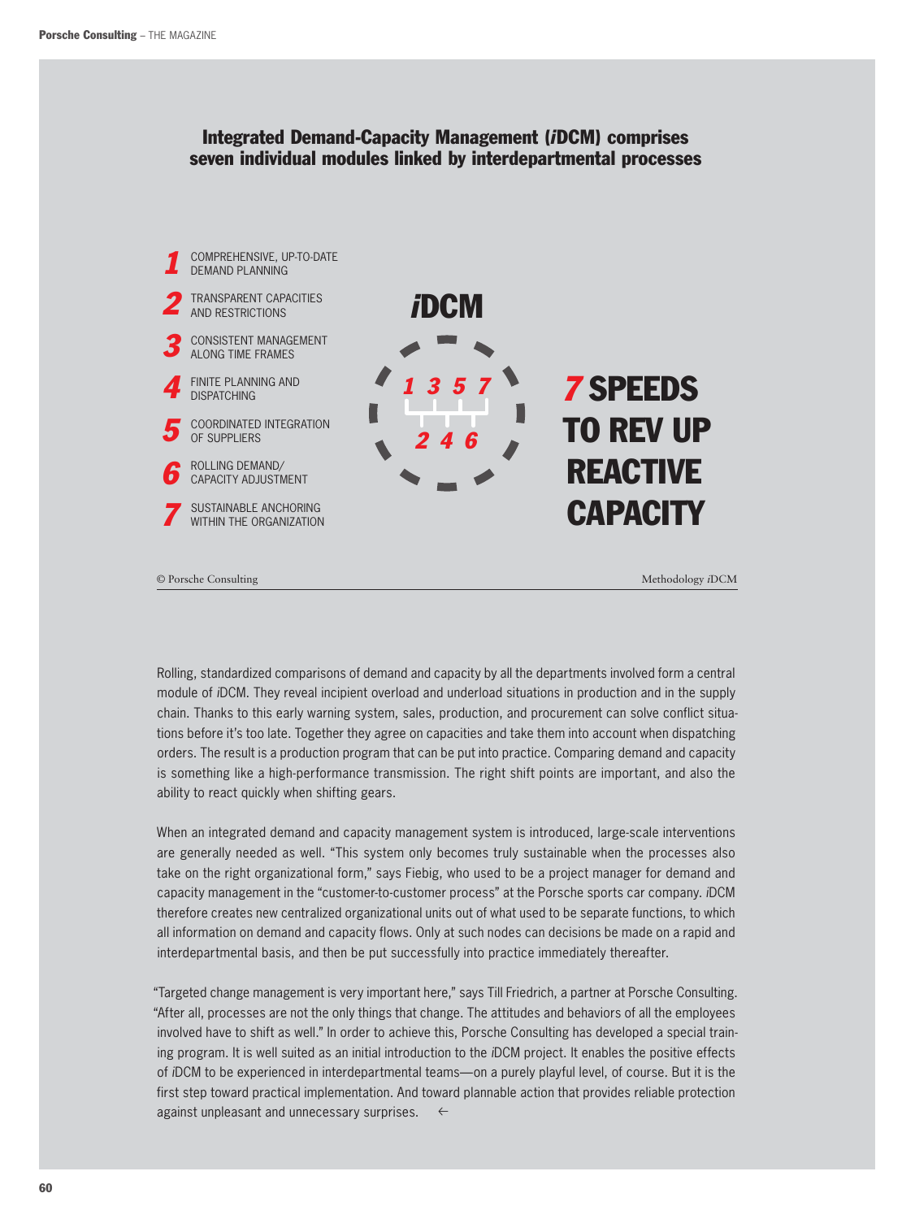## Integrated Demand-Capacity Management (*i*DCM) comprises seven individual modules linked by interdepartmental processes

1. COMPREHENSIVE, UP-TO-DATE DEMAND PLANNING
2. TRANSPARENT CAPACITIES AND RESTRICTIONS
3. CONSISTENT MANAGEMENT ALONG TIME FRAMES
4. FINITE PLANNING AND DISPATCHING
5. COORDINATED INTEGRATION OF SUPPLIERS
6. ROLLING DEMAND/ CAPACITY ADJUSTMENT
7. SUSTAINABLE ANCHORING WITHIN THE ORGANIZATION

*i*DCM

1 3 5 7

2 4 6

**7 SPEEDS TO REV UP REACTIVE CAPACITY**

© Porsche Consulting

Methodology *i*DCM

Rolling, standardized comparisons of demand and capacity by all the departments involved form a central module of *i*DCM. They reveal incipient overload and underload situations in production and in the supply chain. Thanks to this early warning system, sales, production, and procurement can solve conflict situations before it's too late. Together they agree on capacities and take them into account when dispatching orders. The result is a production program that can be put into practice. Comparing demand and capacity is something like a high-performance transmission. The right shift points are important, and also the ability to react quickly when shifting gears.

When an integrated demand and capacity management system is introduced, large-scale interventions are generally needed as well. "This system only becomes truly sustainable when the processes also take on the right organizational form," says Fiebig, who used to be a project manager for demand and capacity management in the "customer-to-customer process" at the Porsche sports car company. *i*DCM therefore creates new centralized organizational units out of what used to be separate functions, to which all information on demand and capacity flows. Only at such nodes can decisions be made on a rapid and interdepartmental basis, and then be put successfully into practice immediately thereafter.

"Targeted change management is very important here," says Till Friedrich, a partner at Porsche Consulting. "After all, processes are not the only things that change. The attitudes and behaviors of all the employees involved have to shift as well." In order to achieve this, Porsche Consulting has developed a special training program. It is well suited as an initial introduction to the *i*DCM project. It enables the positive effects of *i*DCM to be experienced in interdepartmental teams—on a purely playful level, of course. But it is the first step toward practical implementation. And toward plannable action that provides reliable protection against unpleasant and unnecessary surprises. ←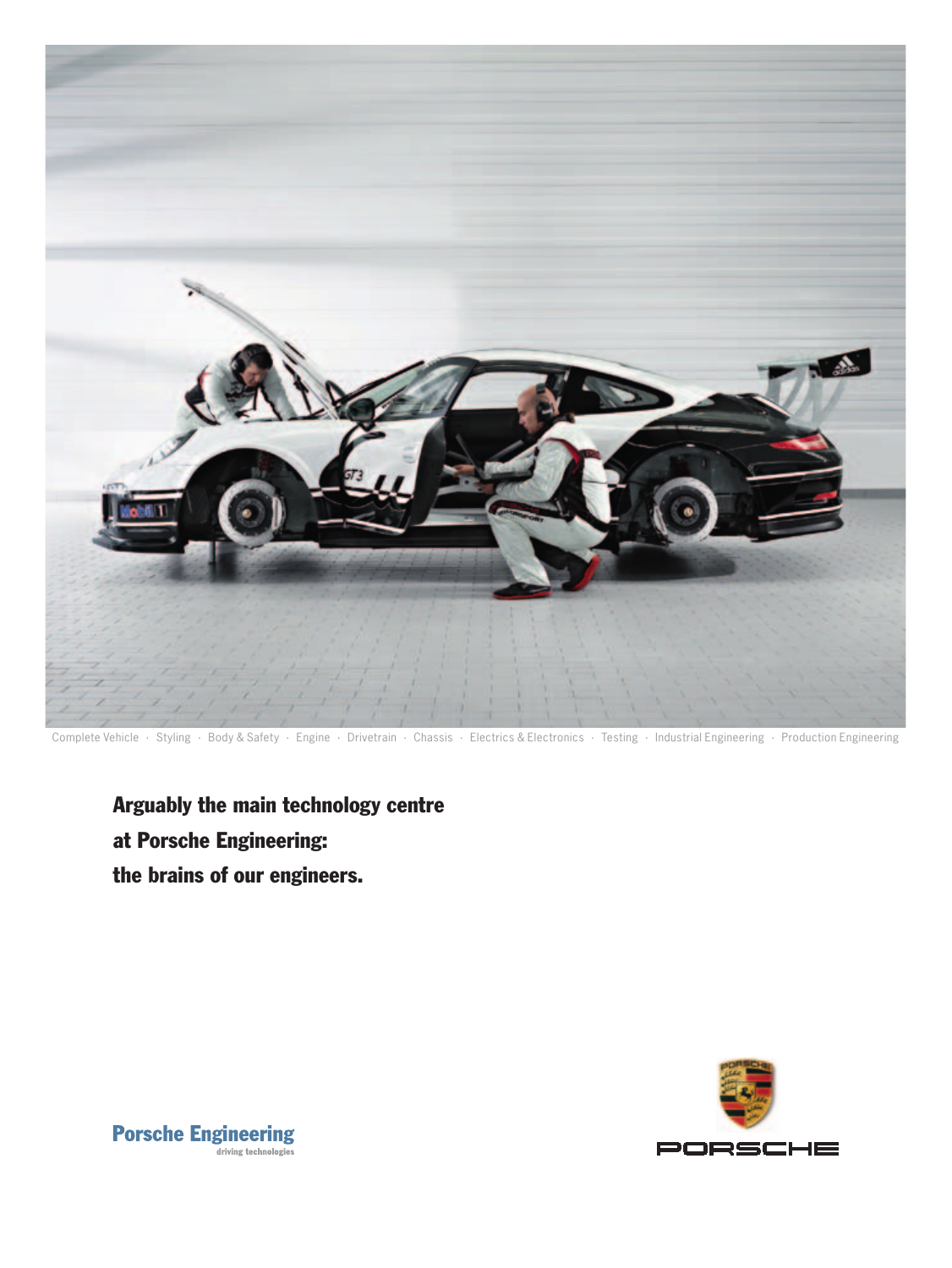Complete Vehicle · Styling · Body & Safety · Engine · Drivetrain · Chassis · Electrics & Electronics · Testing · Industrial Engineering · Production Engineering

**Arguably the main technology centre
at Porsche Engineering:
the brains of our engineers.**

**Porsche Engineering**
driving technologies

PORSCHE